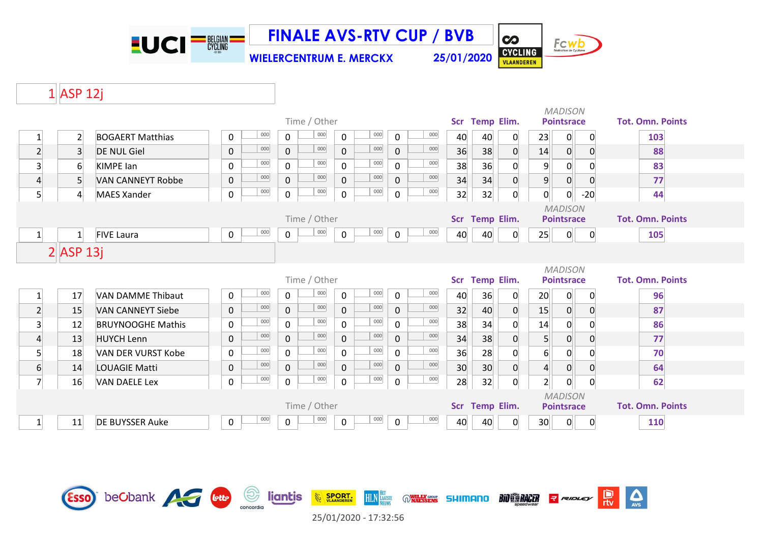# FINALE AVS-RTV CUP / BVB

**WIELERCENTRUM E. MERCKX** 25/01/2020

## 1 ASP 12j

| Pl. | Nr. | Naam | Time / Other | | | | | | | | Scr | Temp | Elim. | MADISON Pointsrace | | | Tot. Omn. Points |
|---|---|---|---|---|---|---|---|---|---|---|---|---|---|---|---|---|---|
| 1 | 2 | BOGAERT Matthias | 0 | 000 | 0 | 000 | 0 | 000 | 0 | 000 | 40 | 40 | 0 | 23 | 0 | 0 | 103 |
| 2 | 3 | DE NUL Giel | 0 | 000 | 0 | 000 | 0 | 000 | 0 | 000 | 36 | 38 | 0 | 14 | 0 | 0 | 88 |
| 3 | 6 | KIMPE Ian | 0 | 000 | 0 | 000 | 0 | 000 | 0 | 000 | 38 | 36 | 0 | 9 | 0 | 0 | 83 |
| 4 | 5 | VAN CANNEYT Robbe | 0 | 000 | 0 | 000 | 0 | 000 | 0 | 000 | 34 | 34 | 0 | 9 | 0 | 0 | 77 |
| 5 | 4 | MAES Xander | 0 | 000 | 0 | 000 | 0 | 000 | 0 | 000 | 32 | 32 | 0 | 0 | 0 | -20 | 44 |

| Pl. | Nr. | Naam | Time / Other | | | | | | | | Scr | Temp | Elim. | MADISON Pointsrace | | | Tot. Omn. Points |
|---|---|---|---|---|---|---|---|---|---|---|---|---|---|---|---|---|---|
| 1 | 1 | FIVE Laura | 0 | 000 | 0 | 000 | 0 | 000 | 0 | 000 | 40 | 40 | 0 | 25 | 0 | 0 | 105 |

## 2 ASP 13j

| Pl. | Nr. | Naam | Time / Other | | | | | | | | Scr | Temp | Elim. | MADISON Pointsrace | | | Tot. Omn. Points |
|---|---|---|---|---|---|---|---|---|---|---|---|---|---|---|---|---|---|
| 1 | 17 | VAN DAMME Thibaut | 0 | 000 | 0 | 000 | 0 | 000 | 0 | 000 | 40 | 36 | 0 | 20 | 0 | 0 | 96 |
| 2 | 15 | VAN CANNEYT Siebe | 0 | 000 | 0 | 000 | 0 | 000 | 0 | 000 | 32 | 40 | 0 | 15 | 0 | 0 | 87 |
| 3 | 12 | BRUYNOOGHE Mathis | 0 | 000 | 0 | 000 | 0 | 000 | 0 | 000 | 38 | 34 | 0 | 14 | 0 | 0 | 86 |
| 4 | 13 | HUYCH Lenn | 0 | 000 | 0 | 000 | 0 | 000 | 0 | 000 | 34 | 38 | 0 | 5 | 0 | 0 | 77 |
| 5 | 18 | VAN DER VURST Kobe | 0 | 000 | 0 | 000 | 0 | 000 | 0 | 000 | 36 | 28 | 0 | 6 | 0 | 0 | 70 |
| 6 | 14 | LOUAGIE Matti | 0 | 000 | 0 | 000 | 0 | 000 | 0 | 000 | 30 | 30 | 0 | 4 | 0 | 0 | 64 |
| 7 | 16 | VAN DAELE Lex | 0 | 000 | 0 | 000 | 0 | 000 | 0 | 000 | 28 | 32 | 0 | 2 | 0 | 0 | 62 |

| Pl. | Nr. | Naam | Time / Other | | | | | | | | Scr | Temp | Elim. | MADISON Pointsrace | | | Tot. Omn. Points |
|---|---|---|---|---|---|---|---|---|---|---|---|---|---|---|---|---|---|
| 1 | 11 | DE BUYSSER Auke | 0 | 000 | 0 | 000 | 0 | 000 | 0 | 000 | 40 | 40 | 0 | 30 | 0 | 0 | 110 |

25/01/2020 - 17:32:56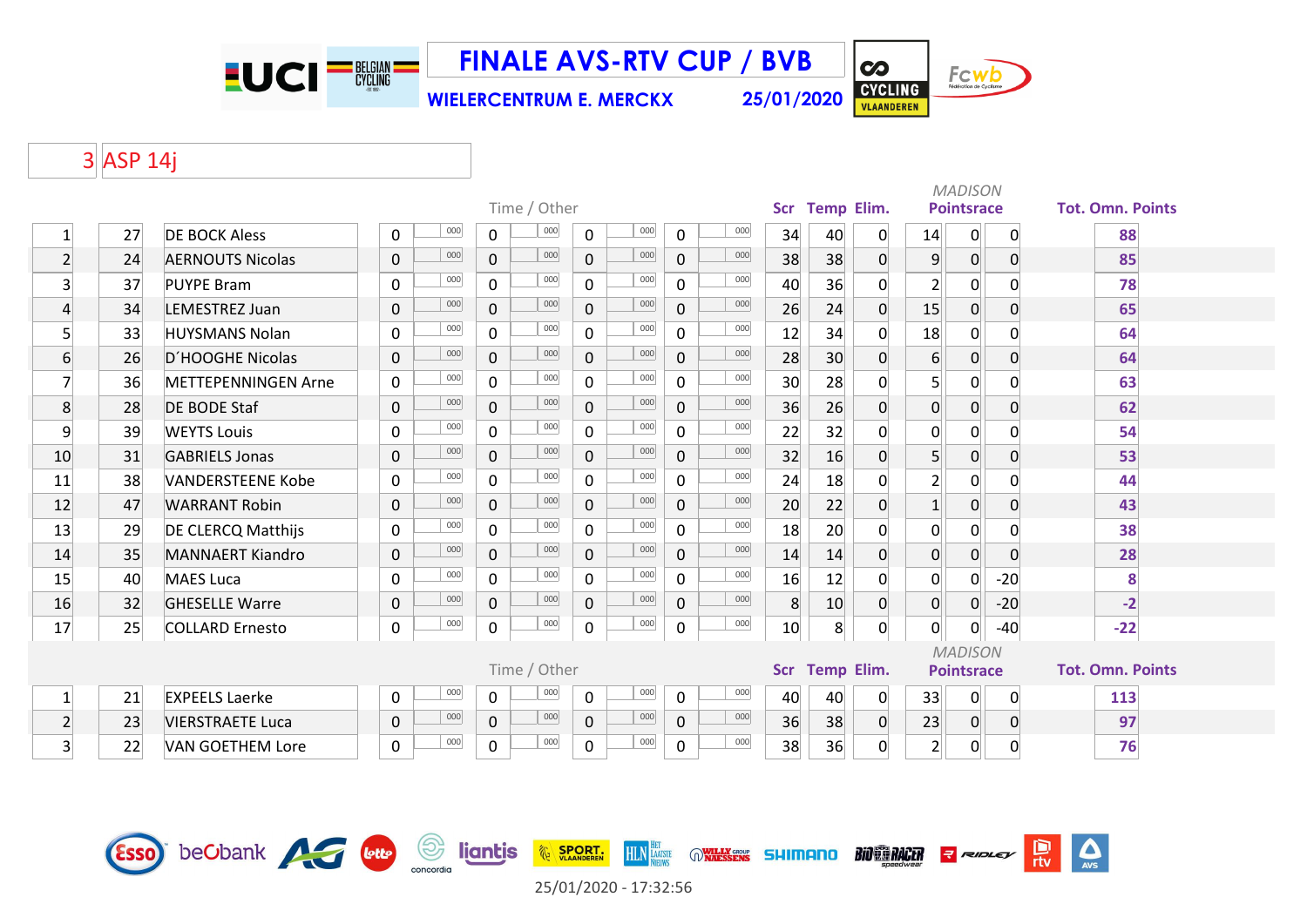# FINALE AVS-RTV CUP / BVB

**WIELERCENTRUM E. MERCKX** **25/01/2020**

## 3 ASP 14j

| | | | Time / Other | | | | | | | | Scr | Temp | Elim. | MADISON Pointsrace | | | Tot. Omn. Points |
|---|---|---|---|---|---|---|---|---|---|---|---|---|---|---|---|---|---|
| 1 | 27 | DE BOCK Aless | 0 | 000 | 0 | 000 | 0 | 000 | 0 | 000 | 34 | 40 | 0 | 14 | 0 | 0 | 88 |
| 2 | 24 | AERNOUTS Nicolas | 0 | 000 | 0 | 000 | 0 | 000 | 0 | 000 | 38 | 38 | 0 | 9 | 0 | 0 | 85 |
| 3 | 37 | PUYPE Bram | 0 | 000 | 0 | 000 | 0 | 000 | 0 | 000 | 40 | 36 | 0 | 2 | 0 | 0 | 78 |
| 4 | 34 | LEMESTREZ Juan | 0 | 000 | 0 | 000 | 0 | 000 | 0 | 000 | 26 | 24 | 0 | 15 | 0 | 0 | 65 |
| 5 | 33 | HUYSMANS Nolan | 0 | 000 | 0 | 000 | 0 | 000 | 0 | 000 | 12 | 34 | 0 | 18 | 0 | 0 | 64 |
| 6 | 26 | D´HOOGHE Nicolas | 0 | 000 | 0 | 000 | 0 | 000 | 0 | 000 | 28 | 30 | 0 | 6 | 0 | 0 | 64 |
| 7 | 36 | METTEPENNINGEN Arne | 0 | 000 | 0 | 000 | 0 | 000 | 0 | 000 | 30 | 28 | 0 | 5 | 0 | 0 | 63 |
| 8 | 28 | DE BODE Staf | 0 | 000 | 0 | 000 | 0 | 000 | 0 | 000 | 36 | 26 | 0 | 0 | 0 | 0 | 62 |
| 9 | 39 | WEYTS Louis | 0 | 000 | 0 | 000 | 0 | 000 | 0 | 000 | 22 | 32 | 0 | 0 | 0 | 0 | 54 |
| 10 | 31 | GABRIELS Jonas | 0 | 000 | 0 | 000 | 0 | 000 | 0 | 000 | 32 | 16 | 0 | 5 | 0 | 0 | 53 |
| 11 | 38 | VANDERSTEENE Kobe | 0 | 000 | 0 | 000 | 0 | 000 | 0 | 000 | 24 | 18 | 0 | 2 | 0 | 0 | 44 |
| 12 | 47 | WARRANT Robin | 0 | 000 | 0 | 000 | 0 | 000 | 0 | 000 | 20 | 22 | 0 | 1 | 0 | 0 | 43 |
| 13 | 29 | DE CLERCQ Matthijs | 0 | 000 | 0 | 000 | 0 | 000 | 0 | 000 | 18 | 20 | 0 | 0 | 0 | 0 | 38 |
| 14 | 35 | MANNAERT Kiandro | 0 | 000 | 0 | 000 | 0 | 000 | 0 | 000 | 14 | 14 | 0 | 0 | 0 | 0 | 28 |
| 15 | 40 | MAES Luca | 0 | 000 | 0 | 000 | 0 | 000 | 0 | 000 | 16 | 12 | 0 | 0 | 0 | -20 | 8 |
| 16 | 32 | GHESELLE Warre | 0 | 000 | 0 | 000 | 0 | 000 | 0 | 000 | 8 | 10 | 0 | 0 | 0 | -20 | -2 |
| 17 | 25 | COLLARD Ernesto | 0 | 000 | 0 | 000 | 0 | 000 | 0 | 000 | 10 | 8 | 0 | 0 | 0 | -40 | -22 |

| | | | Time / Other | | | | | | | | Scr | Temp | Elim. | MADISON Pointsrace | | | Tot. Omn. Points |
|---|---|---|---|---|---|---|---|---|---|---|---|---|---|---|---|---|---|
| 1 | 21 | EXPEELS Laerke | 0 | 000 | 0 | 000 | 0 | 000 | 0 | 000 | 40 | 40 | 0 | 33 | 0 | 0 | 113 |
| 2 | 23 | VIERSTRAETE Luca | 0 | 000 | 0 | 000 | 0 | 000 | 0 | 000 | 36 | 38 | 0 | 23 | 0 | 0 | 97 |
| 3 | 22 | VAN GOETHEM Lore | 0 | 000 | 0 | 000 | 0 | 000 | 0 | 000 | 38 | 36 | 0 | 2 | 0 | 0 | 76 |

25/01/2020 - 17:32:56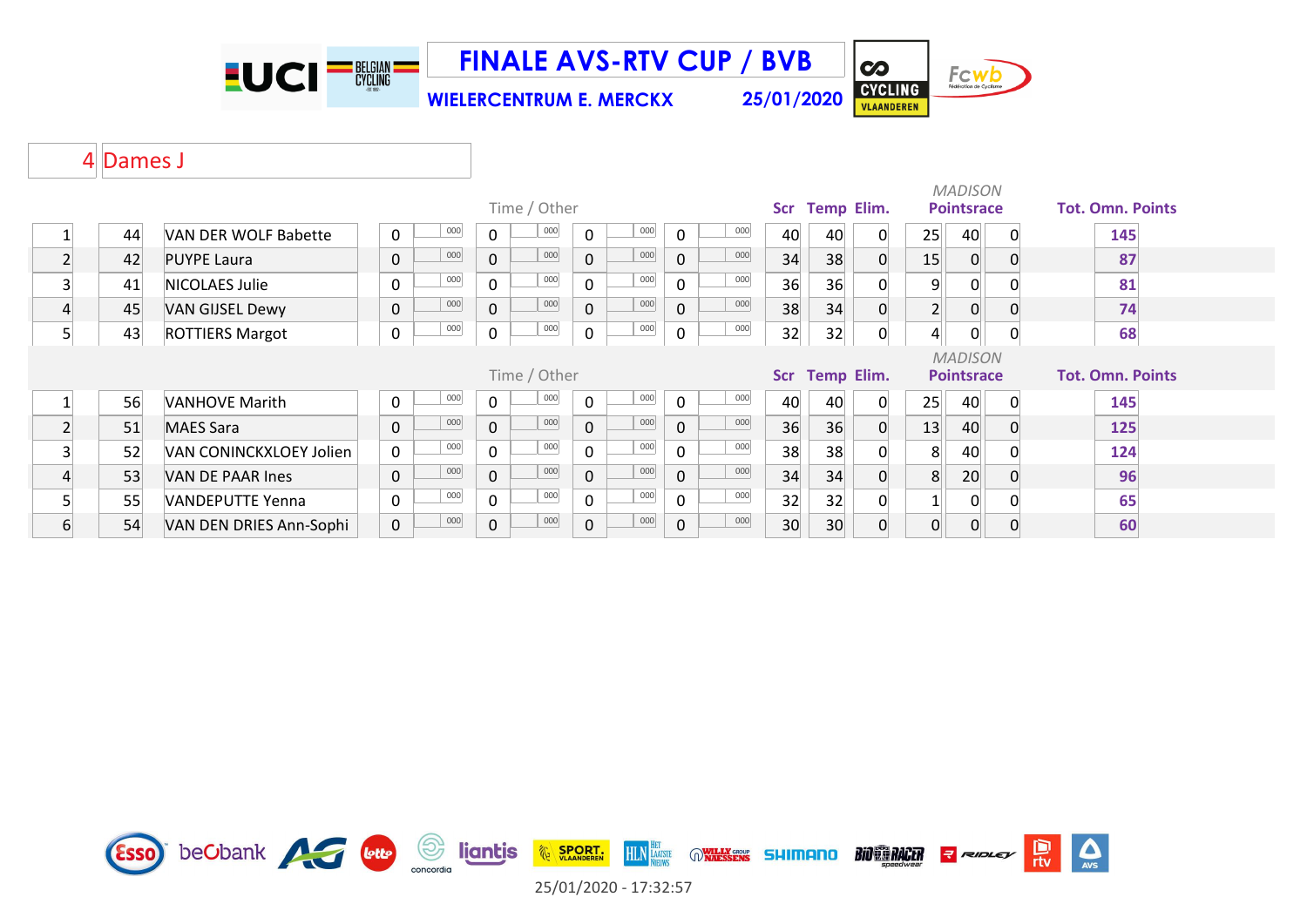# FINALE AVS-RTV CUP / BVB

**WIELERCENTRUM E. MERCKX** **25/01/2020**

## 4 Dames J

| | | | Time / Other | | | | | | | | Scr | Temp | Elim. | *MADISON* Pointsrace | | | Tot. Omn. Points |
|---|---|---|---|---|---|---|---|---|---|---|---|---|---|---|---|---|---|
| 1 | 44 | VAN DER WOLF Babette | 0 | 000 | 0 | 000 | 0 | 000 | 0 | 000 | 40 | 40 | 0 | 25 | 40 | 0 | **145** |
| 2 | 42 | PUYPE Laura | 0 | 000 | 0 | 000 | 0 | 000 | 0 | 000 | 34 | 38 | 0 | 15 | 0 | 0 | **87** |
| 3 | 41 | NICOLAES Julie | 0 | 000 | 0 | 000 | 0 | 000 | 0 | 000 | 36 | 36 | 0 | 9 | 0 | 0 | **81** |
| 4 | 45 | VAN GIJSEL Dewy | 0 | 000 | 0 | 000 | 0 | 000 | 0 | 000 | 38 | 34 | 0 | 2 | 0 | 0 | **74** |
| 5 | 43 | ROTTIERS Margot | 0 | 000 | 0 | 000 | 0 | 000 | 0 | 000 | 32 | 32 | 0 | 4 | 0 | 0 | **68** |

| | | | Time / Other | | | | | | | | Scr | Temp | Elim. | *MADISON* Pointsrace | | | Tot. Omn. Points |
|---|---|---|---|---|---|---|---|---|---|---|---|---|---|---|---|---|---|
| 1 | 56 | VANHOVE Marith | 0 | 000 | 0 | 000 | 0 | 000 | 0 | 000 | 40 | 40 | 0 | 25 | 40 | 0 | **145** |
| 2 | 51 | MAES Sara | 0 | 000 | 0 | 000 | 0 | 000 | 0 | 000 | 36 | 36 | 0 | 13 | 40 | 0 | **125** |
| 3 | 52 | VAN CONINCKXLOEY Jolien | 0 | 000 | 0 | 000 | 0 | 000 | 0 | 000 | 38 | 38 | 0 | 8 | 40 | 0 | **124** |
| 4 | 53 | VAN DE PAAR Ines | 0 | 000 | 0 | 000 | 0 | 000 | 0 | 000 | 34 | 34 | 0 | 8 | 20 | 0 | **96** |
| 5 | 55 | VANDEPUTTE Yenna | 0 | 000 | 0 | 000 | 0 | 000 | 0 | 000 | 32 | 32 | 0 | 1 | 0 | 0 | **65** |
| 6 | 54 | VAN DEN DRIES Ann-Sophi | 0 | 000 | 0 | 000 | 0 | 000 | 0 | 000 | 30 | 30 | 0 | 0 | 0 | 0 | **60** |

25/01/2020 - 17:32:57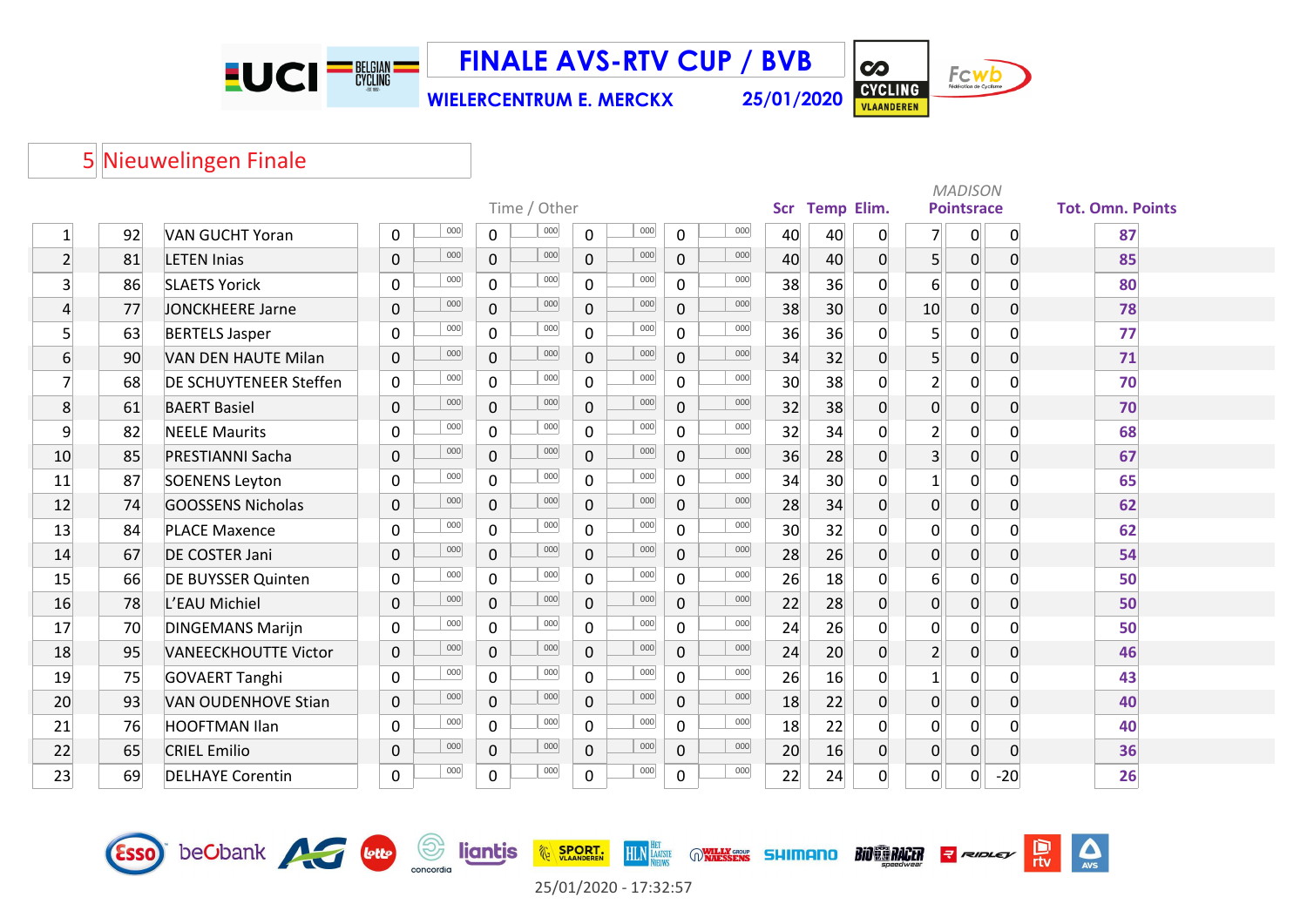# FINALE AVS-RTV CUP / BVB

**WIELERCENTRUM E. MERCKX** **25/01/2020**

## 5 Nieuwelingen Finale

| | | | Time / Other | | | | | | | | Scr | Temp | Elim. | MADISON Pointsrace | | | Tot. Omn. Points |
|---|---|---|---|---|---|---|---|---|---|---|---|---|---|---|---|---|---|
| 1 | 92 | VAN GUCHT Yoran | 0 | 000 | 0 | 000 | 0 | 000 | 0 | 000 | 40 | 40 | 0 | 7 | 0 | 0 | 87 |
| 2 | 81 | LETEN Inias | 0 | 000 | 0 | 000 | 0 | 000 | 0 | 000 | 40 | 40 | 0 | 5 | 0 | 0 | 85 |
| 3 | 86 | SLAETS Yorick | 0 | 000 | 0 | 000 | 0 | 000 | 0 | 000 | 38 | 36 | 0 | 6 | 0 | 0 | 80 |
| 4 | 77 | JONCKHEERE Jarne | 0 | 000 | 0 | 000 | 0 | 000 | 0 | 000 | 38 | 30 | 0 | 10 | 0 | 0 | 78 |
| 5 | 63 | BERTELS Jasper | 0 | 000 | 0 | 000 | 0 | 000 | 0 | 000 | 36 | 36 | 0 | 5 | 0 | 0 | 77 |
| 6 | 90 | VAN DEN HAUTE Milan | 0 | 000 | 0 | 000 | 0 | 000 | 0 | 000 | 34 | 32 | 0 | 5 | 0 | 0 | 71 |
| 7 | 68 | DE SCHUYTENEER Steffen | 0 | 000 | 0 | 000 | 0 | 000 | 0 | 000 | 30 | 38 | 0 | 2 | 0 | 0 | 70 |
| 8 | 61 | BAERT Basiel | 0 | 000 | 0 | 000 | 0 | 000 | 0 | 000 | 32 | 38 | 0 | 0 | 0 | 0 | 70 |
| 9 | 82 | NEELE Maurits | 0 | 000 | 0 | 000 | 0 | 000 | 0 | 000 | 32 | 34 | 0 | 2 | 0 | 0 | 68 |
| 10 | 85 | PRESTIANNI Sacha | 0 | 000 | 0 | 000 | 0 | 000 | 0 | 000 | 36 | 28 | 0 | 3 | 0 | 0 | 67 |
| 11 | 87 | SOENENS Leyton | 0 | 000 | 0 | 000 | 0 | 000 | 0 | 000 | 34 | 30 | 0 | 1 | 0 | 0 | 65 |
| 12 | 74 | GOOSSENS Nicholas | 0 | 000 | 0 | 000 | 0 | 000 | 0 | 000 | 28 | 34 | 0 | 0 | 0 | 0 | 62 |
| 13 | 84 | PLACE Maxence | 0 | 000 | 0 | 000 | 0 | 000 | 0 | 000 | 30 | 32 | 0 | 0 | 0 | 0 | 62 |
| 14 | 67 | DE COSTER Jani | 0 | 000 | 0 | 000 | 0 | 000 | 0 | 000 | 28 | 26 | 0 | 0 | 0 | 0 | 54 |
| 15 | 66 | DE BUYSSER Quinten | 0 | 000 | 0 | 000 | 0 | 000 | 0 | 000 | 26 | 18 | 0 | 6 | 0 | 0 | 50 |
| 16 | 78 | L'EAU Michiel | 0 | 000 | 0 | 000 | 0 | 000 | 0 | 000 | 22 | 28 | 0 | 0 | 0 | 0 | 50 |
| 17 | 70 | DINGEMANS Marijn | 0 | 000 | 0 | 000 | 0 | 000 | 0 | 000 | 24 | 26 | 0 | 0 | 0 | 0 | 50 |
| 18 | 95 | VANEECKHOUTTE Victor | 0 | 000 | 0 | 000 | 0 | 000 | 0 | 000 | 24 | 20 | 0 | 2 | 0 | 0 | 46 |
| 19 | 75 | GOVAERT Tanghi | 0 | 000 | 0 | 000 | 0 | 000 | 0 | 000 | 26 | 16 | 0 | 1 | 0 | 0 | 43 |
| 20 | 93 | VAN OUDENHOVE Stian | 0 | 000 | 0 | 000 | 0 | 000 | 0 | 000 | 18 | 22 | 0 | 0 | 0 | 0 | 40 |
| 21 | 76 | HOOFTMAN Ilan | 0 | 000 | 0 | 000 | 0 | 000 | 0 | 000 | 18 | 22 | 0 | 0 | 0 | 0 | 40 |
| 22 | 65 | CRIEL Emilio | 0 | 000 | 0 | 000 | 0 | 000 | 0 | 000 | 20 | 16 | 0 | 0 | 0 | 0 | 36 |
| 23 | 69 | DELHAYE Corentin | 0 | 000 | 0 | 000 | 0 | 000 | 0 | 000 | 22 | 24 | 0 | 0 | 0 | -20 | 26 |

25/01/2020 - 17:32:57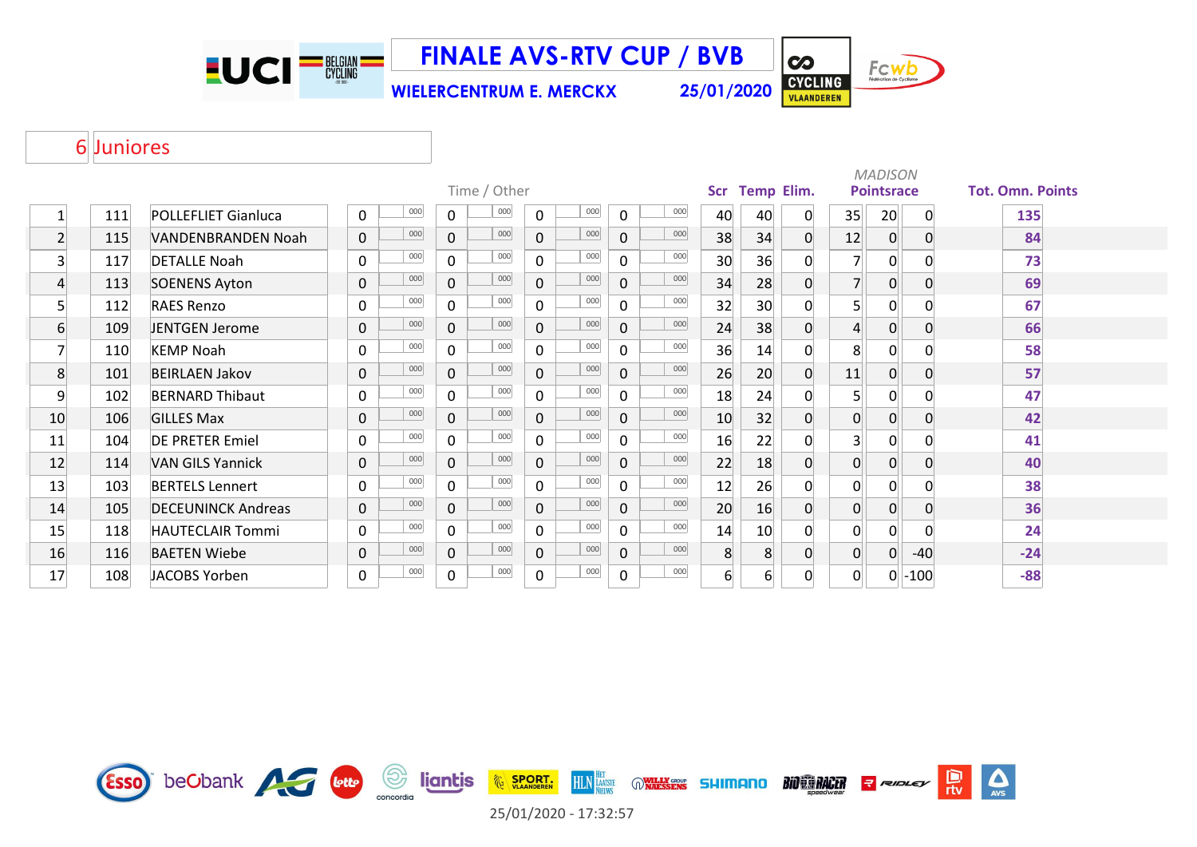# FINALE AVS-RTV CUP / BVB

**WIELERCENTRUM E. MERCKX** **25/01/2020**

## 6 Juniores

| | | | Time / Other | | | | | | | | Scr | Temp | Elim. | MADISON Pointsrace | | | Tot. Omn. Points |
|---|---|---|---|---|---|---|---|---|---|---|---|---|---|---|---|---|---|
| 1 | 111 | POLLEFLIET Gianluca | 0 | 000 | 0 | 000 | 0 | 000 | 0 | 000 | 40 | 40 | 0 | 35 | 20 | 0 | 135 |
| 2 | 115 | VANDENBRANDEN Noah | 0 | 000 | 0 | 000 | 0 | 000 | 0 | 000 | 38 | 34 | 0 | 12 | 0 | 0 | 84 |
| 3 | 117 | DETALLE Noah | 0 | 000 | 0 | 000 | 0 | 000 | 0 | 000 | 30 | 36 | 0 | 7 | 0 | 0 | 73 |
| 4 | 113 | SOENENS Ayton | 0 | 000 | 0 | 000 | 0 | 000 | 0 | 000 | 34 | 28 | 0 | 7 | 0 | 0 | 69 |
| 5 | 112 | RAES Renzo | 0 | 000 | 0 | 000 | 0 | 000 | 0 | 000 | 32 | 30 | 0 | 5 | 0 | 0 | 67 |
| 6 | 109 | JENTGEN Jerome | 0 | 000 | 0 | 000 | 0 | 000 | 0 | 000 | 24 | 38 | 0 | 4 | 0 | 0 | 66 |
| 7 | 110 | KEMP Noah | 0 | 000 | 0 | 000 | 0 | 000 | 0 | 000 | 36 | 14 | 0 | 8 | 0 | 0 | 58 |
| 8 | 101 | BEIRLAEN Jakov | 0 | 000 | 0 | 000 | 0 | 000 | 0 | 000 | 26 | 20 | 0 | 11 | 0 | 0 | 57 |
| 9 | 102 | BERNARD Thibaut | 0 | 000 | 0 | 000 | 0 | 000 | 0 | 000 | 18 | 24 | 0 | 5 | 0 | 0 | 47 |
| 10 | 106 | GILLES Max | 0 | 000 | 0 | 000 | 0 | 000 | 0 | 000 | 10 | 32 | 0 | 0 | 0 | 0 | 42 |
| 11 | 104 | DE PRETER Emiel | 0 | 000 | 0 | 000 | 0 | 000 | 0 | 000 | 16 | 22 | 0 | 3 | 0 | 0 | 41 |
| 12 | 114 | VAN GILS Yannick | 0 | 000 | 0 | 000 | 0 | 000 | 0 | 000 | 22 | 18 | 0 | 0 | 0 | 0 | 40 |
| 13 | 103 | BERTELS Lennert | 0 | 000 | 0 | 000 | 0 | 000 | 0 | 000 | 12 | 26 | 0 | 0 | 0 | 0 | 38 |
| 14 | 105 | DECEUNINCK Andreas | 0 | 000 | 0 | 000 | 0 | 000 | 0 | 000 | 20 | 16 | 0 | 0 | 0 | 0 | 36 |
| 15 | 118 | HAUTECLAIR Tommi | 0 | 000 | 0 | 000 | 0 | 000 | 0 | 000 | 14 | 10 | 0 | 0 | 0 | 0 | 24 |
| 16 | 116 | BAETEN Wiebe | 0 | 000 | 0 | 000 | 0 | 000 | 0 | 000 | 8 | 8 | 0 | 0 | 0 | -40 | -24 |
| 17 | 108 | JACOBS Yorben | 0 | 000 | 0 | 000 | 0 | 000 | 0 | 000 | 6 | 6 | 0 | 0 | 0 | -100 | -88 |

25/01/2020 - 17:32:57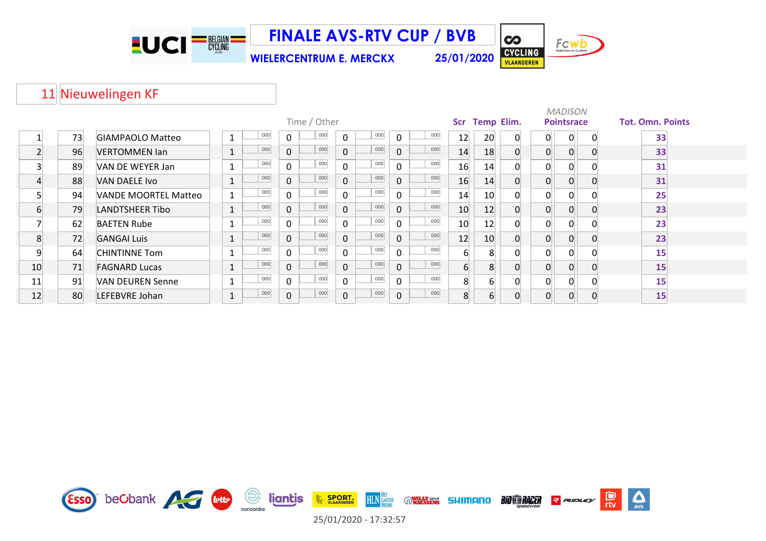# FINALE AVS-RTV CUP / BVB

**WIELERCENTRUM E. MERCKX** **25/01/2020**

## 11 Nieuwelingen KF

| | | | Time / Other | | | | | | | | Scr | Temp | Elim. | MADISON Pointsrace | | | Tot. Omn. Points |
|---|---|---|---|---|---|---|---|---|---|---|---|---|---|---|---|---|---|
| 1 | 73 | GIAMPAOLO Matteo | 1 | 000 | 0 | 000 | 0 | 000 | 0 | 000 | 12 | 20 | 0 | 0 | 0 | 0 | **33** |
| 2 | 96 | VERTOMMEN Ian | 1 | 000 | 0 | 000 | 0 | 000 | 0 | 000 | 14 | 18 | 0 | 0 | 0 | 0 | **33** |
| 3 | 89 | VAN DE WEYER Jan | 1 | 000 | 0 | 000 | 0 | 000 | 0 | 000 | 16 | 14 | 0 | 0 | 0 | 0 | **31** |
| 4 | 88 | VAN DAELE Ivo | 1 | 000 | 0 | 000 | 0 | 000 | 0 | 000 | 16 | 14 | 0 | 0 | 0 | 0 | **31** |
| 5 | 94 | VANDE MOORTEL Matteo | 1 | 000 | 0 | 000 | 0 | 000 | 0 | 000 | 14 | 10 | 0 | 0 | 0 | 0 | **25** |
| 6 | 79 | LANDTSHEER Tibo | 1 | 000 | 0 | 000 | 0 | 000 | 0 | 000 | 10 | 12 | 0 | 0 | 0 | 0 | **23** |
| 7 | 62 | BAETEN Rube | 1 | 000 | 0 | 000 | 0 | 000 | 0 | 000 | 10 | 12 | 0 | 0 | 0 | 0 | **23** |
| 8 | 72 | GANGAI Luis | 1 | 000 | 0 | 000 | 0 | 000 | 0 | 000 | 12 | 10 | 0 | 0 | 0 | 0 | **23** |
| 9 | 64 | CHINTINNE Tom | 1 | 000 | 0 | 000 | 0 | 000 | 0 | 000 | 6 | 8 | 0 | 0 | 0 | 0 | **15** |
| 10 | 71 | FAGNARD Lucas | 1 | 000 | 0 | 000 | 0 | 000 | 0 | 000 | 6 | 8 | 0 | 0 | 0 | 0 | **15** |
| 11 | 91 | VAN DEUREN Senne | 1 | 000 | 0 | 000 | 0 | 000 | 0 | 000 | 8 | 6 | 0 | 0 | 0 | 0 | **15** |
| 12 | 80 | LEFEBVRE Johan | 1 | 000 | 0 | 000 | 0 | 000 | 0 | 000 | 8 | 6 | 0 | 0 | 0 | 0 | **15** |

25/01/2020 - 17:32:57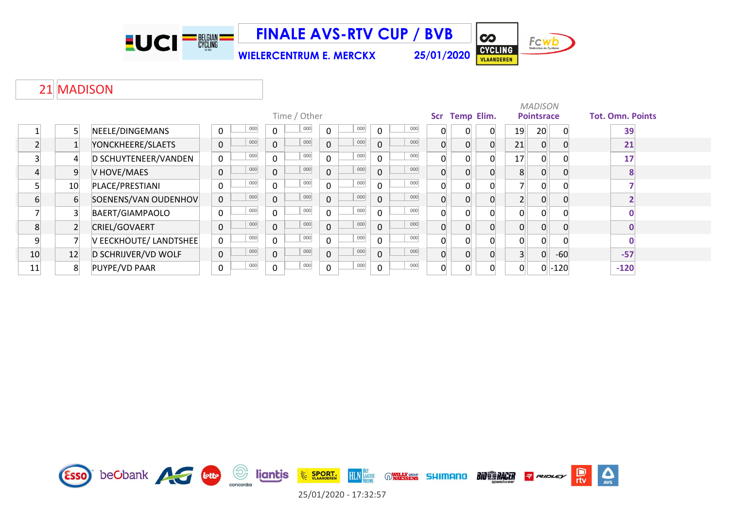# FINALE AVS-RTV CUP / BVB

**WIELERCENTRUM E. MERCKX** **25/01/2020**

## 21 MADISON

| | | | Time / Other | | | | | | | | Scr | Temp | Elim. | *MADISON* Pointsrace | | | Tot. Omn. Points |
|---|---|---|---|---|---|---|---|---|---|---|---|---|---|---|---|---|---|
| 1 | 5 | NEELE/DINGEMANS | 0 | 000 | 0 | 000 | 0 | 000 | 0 | 000 | 0 | 0 | 0 | 19 | 20 | 0 | 39 |
| 2 | 1 | YONCKHEERE/SLAETS | 0 | 000 | 0 | 000 | 0 | 000 | 0 | 000 | 0 | 0 | 0 | 21 | 0 | 0 | 21 |
| 3 | 4 | D SCHUYTENEER/VANDEN | 0 | 000 | 0 | 000 | 0 | 000 | 0 | 000 | 0 | 0 | 0 | 17 | 0 | 0 | 17 |
| 4 | 9 | V HOVE/MAES | 0 | 000 | 0 | 000 | 0 | 000 | 0 | 000 | 0 | 0 | 0 | 8 | 0 | 0 | 8 |
| 5 | 10 | PLACE/PRESTIANI | 0 | 000 | 0 | 000 | 0 | 000 | 0 | 000 | 0 | 0 | 0 | 7 | 0 | 0 | 7 |
| 6 | 6 | SOENENS/VAN OUDENHOV | 0 | 000 | 0 | 000 | 0 | 000 | 0 | 000 | 0 | 0 | 0 | 2 | 0 | 0 | 2 |
| 7 | 3 | BAERT/GIAMPAOLO | 0 | 000 | 0 | 000 | 0 | 000 | 0 | 000 | 0 | 0 | 0 | 0 | 0 | 0 | 0 |
| 8 | 2 | CRIEL/GOVAERT | 0 | 000 | 0 | 000 | 0 | 000 | 0 | 000 | 0 | 0 | 0 | 0 | 0 | 0 | 0 |
| 9 | 7 | V EECKHOUTE/ LANDTSHEE | 0 | 000 | 0 | 000 | 0 | 000 | 0 | 000 | 0 | 0 | 0 | 0 | 0 | 0 | 0 |
| 10 | 12 | D SCHRIJVER/VD WOLF | 0 | 000 | 0 | 000 | 0 | 000 | 0 | 000 | 0 | 0 | 0 | 3 | 0 | -60 | -57 |
| 11 | 8 | PUYPE/VD PAAR | 0 | 000 | 0 | 000 | 0 | 000 | 0 | 000 | 0 | 0 | 0 | 0 | 0 | -120 | -120 |

25/01/2020 - 17:32:57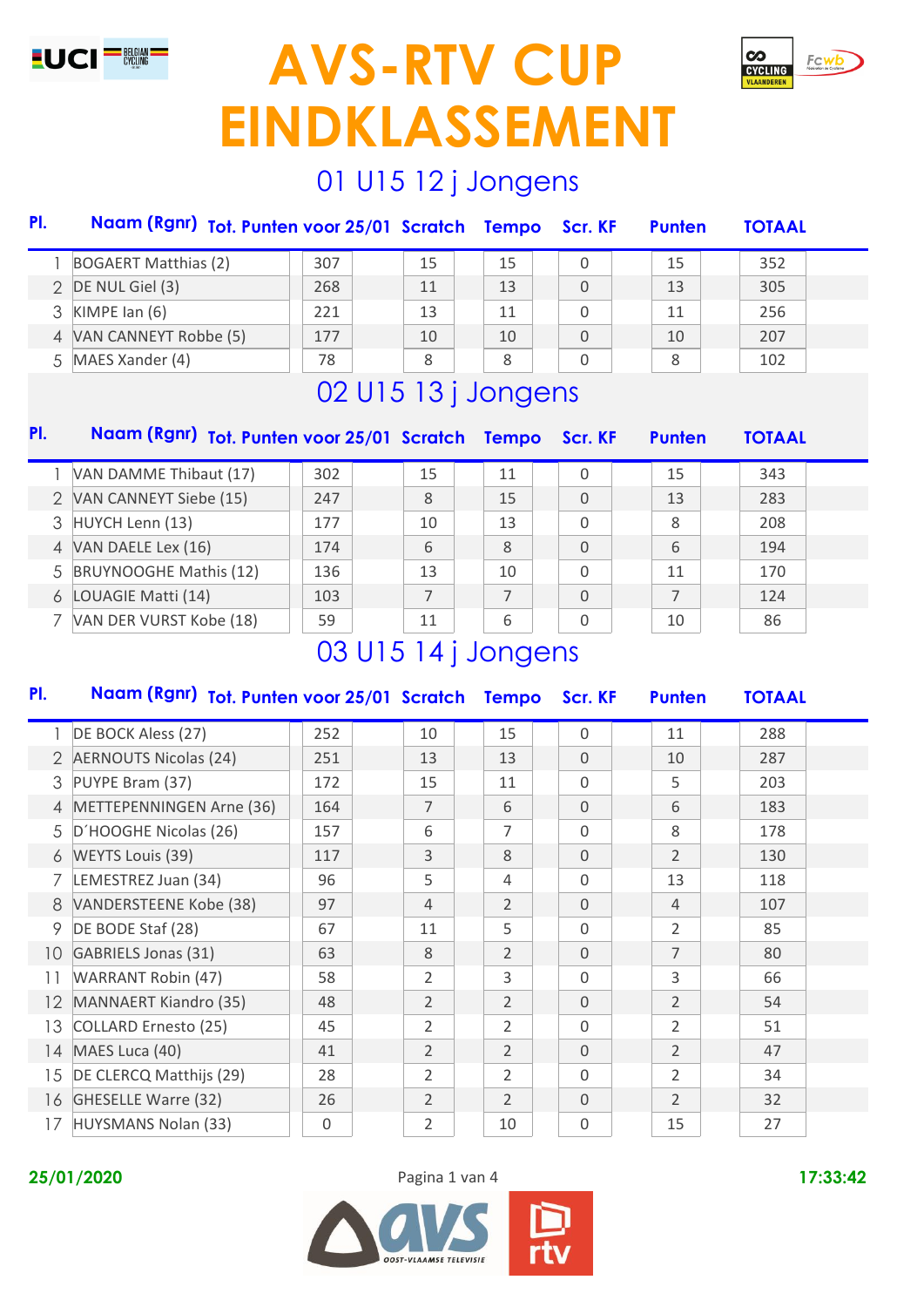# AVS-RTV CUP EINDKLASSEMENT

## 01 U15 12 j Jongens

| Pl. | Naam (Rgnr) | Tot. Punten voor 25/01 | Scratch | Tempo | Scr. KF | Punten | TOTAAL |
|---|---|---|---|---|---|---|---|
| 1 | BOGAERT Matthias (2) | 307 | 15 | 15 | 0 | 15 | 352 |
| 2 | DE NUL Giel (3) | 268 | 11 | 13 | 0 | 13 | 305 |
| 3 | KIMPE Ian (6) | 221 | 13 | 11 | 0 | 11 | 256 |
| 4 | VAN CANNEYT Robbe (5) | 177 | 10 | 10 | 0 | 10 | 207 |
| 5 | MAES Xander (4) | 78 | 8 | 8 | 0 | 8 | 102 |

## 02 U15 13 j Jongens

| Pl. | Naam (Rgnr) | Tot. Punten voor 25/01 | Scratch | Tempo | Scr. KF | Punten | TOTAAL |
|---|---|---|---|---|---|---|---|
| 1 | VAN DAMME Thibaut (17) | 302 | 15 | 11 | 0 | 15 | 343 |
| 2 | VAN CANNEYT Siebe (15) | 247 | 8 | 15 | 0 | 13 | 283 |
| 3 | HUYCH Lenn (13) | 177 | 10 | 13 | 0 | 8 | 208 |
| 4 | VAN DAELE Lex (16) | 174 | 6 | 8 | 0 | 6 | 194 |
| 5 | BRUYNOOGHE Mathis (12) | 136 | 13 | 10 | 0 | 11 | 170 |
| 6 | LOUAGIE Matti (14) | 103 | 7 | 7 | 0 | 7 | 124 |
| 7 | VAN DER VURST Kobe (18) | 59 | 11 | 6 | 0 | 10 | 86 |

## 03 U15 14 j Jongens

| Pl. | Naam (Rgnr) | Tot. Punten voor 25/01 | Scratch | Tempo | Scr. KF | Punten | TOTAAL |
|---|---|---|---|---|---|---|---|
| 1 | DE BOCK Aless (27) | 252 | 10 | 15 | 0 | 11 | 288 |
| 2 | AERNOUTS Nicolas (24) | 251 | 13 | 13 | 0 | 10 | 287 |
| 3 | PUYPE Bram (37) | 172 | 15 | 11 | 0 | 5 | 203 |
| 4 | METTEPENNINGEN Arne (36) | 164 | 7 | 6 | 0 | 6 | 183 |
| 5 | D´HOOGHE Nicolas (26) | 157 | 6 | 7 | 0 | 8 | 178 |
| 6 | WEYTS Louis (39) | 117 | 3 | 8 | 0 | 2 | 130 |
| 7 | LEMESTREZ Juan (34) | 96 | 5 | 4 | 0 | 13 | 118 |
| 8 | VANDERSTEENE Kobe (38) | 97 | 4 | 2 | 0 | 4 | 107 |
| 9 | DE BODE Staf (28) | 67 | 11 | 5 | 0 | 2 | 85 |
| 10 | GABRIELS Jonas (31) | 63 | 8 | 2 | 0 | 7 | 80 |
| 11 | WARRANT Robin (47) | 58 | 2 | 3 | 0 | 3 | 66 |
| 12 | MANNAERT Kiandro (35) | 48 | 2 | 2 | 0 | 2 | 54 |
| 13 | COLLARD Ernesto (25) | 45 | 2 | 2 | 0 | 2 | 51 |
| 14 | MAES Luca (40) | 41 | 2 | 2 | 0 | 2 | 47 |
| 15 | DE CLERCQ Matthijs (29) | 28 | 2 | 2 | 0 | 2 | 34 |
| 16 | GHESELLE Warre (32) | 26 | 2 | 2 | 0 | 2 | 32 |
| 17 | HUYSMANS Nolan (33) | 0 | 2 | 10 | 0 | 15 | 27 |

25/01/2020 17:33:42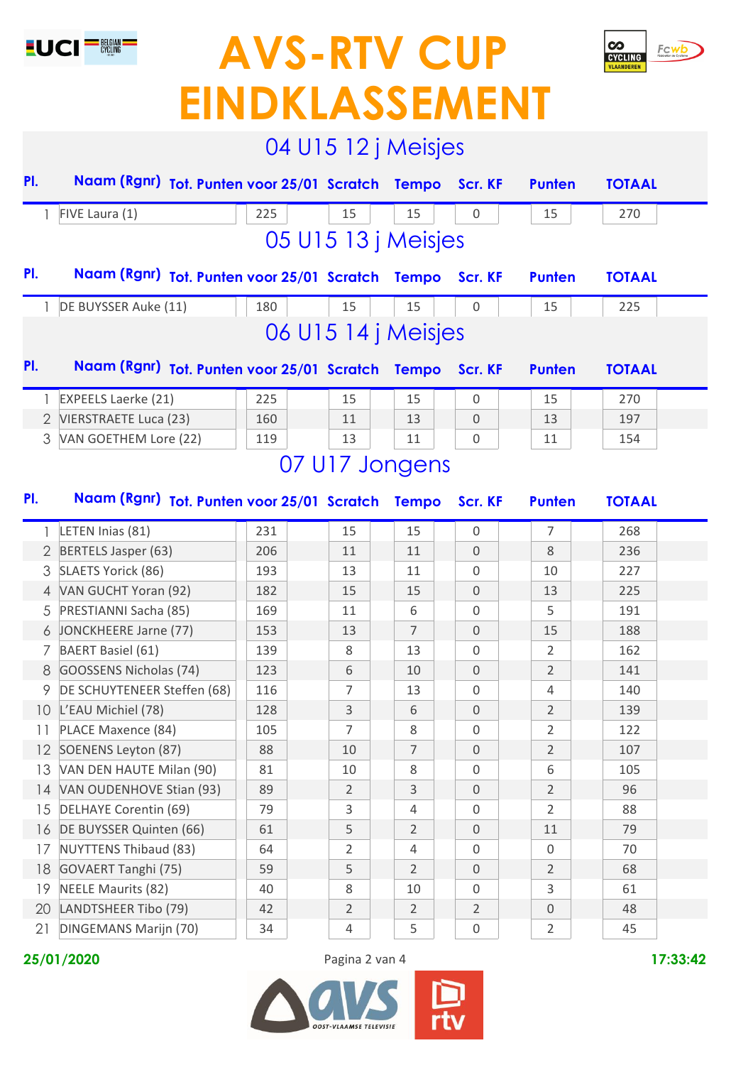# AVS-RTV CUP EINDKLASSEMENT

## 04 U15 12 j Meisjes

| Pl. | Naam (Rgnr) | Tot. Punten voor 25/01 | Scratch | Tempo | Scr. KF | Punten | TOTAAL |
|---|---|---|---|---|---|---|---|
| 1 | FIVE Laura (1) | 225 | 15 | 15 | 0 | 15 | 270 |

## 05 U15 13 j Meisjes

| Pl. | Naam (Rgnr) | Tot. Punten voor 25/01 | Scratch | Tempo | Scr. KF | Punten | TOTAAL |
|---|---|---|---|---|---|---|---|
| 1 | DE BUYSSER Auke (11) | 180 | 15 | 15 | 0 | 15 | 225 |

## 06 U15 14 j Meisjes

| Pl. | Naam (Rgnr) | Tot. Punten voor 25/01 | Scratch | Tempo | Scr. KF | Punten | TOTAAL |
|---|---|---|---|---|---|---|---|
| 1 | EXPEELS Laerke (21) | 225 | 15 | 15 | 0 | 15 | 270 |
| 2 | VIERSTRAETE Luca (23) | 160 | 11 | 13 | 0 | 13 | 197 |
| 3 | VAN GOETHEM Lore (22) | 119 | 13 | 11 | 0 | 11 | 154 |

## 07 U17 Jongens

| Pl. | Naam (Rgnr) | Tot. Punten voor 25/01 | Scratch | Tempo | Scr. KF | Punten | TOTAAL |
|---|---|---|---|---|---|---|---|
| 1 | LETEN Inias (81) | 231 | 15 | 15 | 0 | 7 | 268 |
| 2 | BERTELS Jasper (63) | 206 | 11 | 11 | 0 | 8 | 236 |
| 3 | SLAETS Yorick (86) | 193 | 13 | 11 | 0 | 10 | 227 |
| 4 | VAN GUCHT Yoran (92) | 182 | 15 | 15 | 0 | 13 | 225 |
| 5 | PRESTIANNI Sacha (85) | 169 | 11 | 6 | 0 | 5 | 191 |
| 6 | JONCKHEERE Jarne (77) | 153 | 13 | 7 | 0 | 15 | 188 |
| 7 | BAERT Basiel (61) | 139 | 8 | 13 | 0 | 2 | 162 |
| 8 | GOOSSENS Nicholas (74) | 123 | 6 | 10 | 0 | 2 | 141 |
| 9 | DE SCHUYTENEER Steffen (68) | 116 | 7 | 13 | 0 | 4 | 140 |
| 10 | L'EAU Michiel (78) | 128 | 3 | 6 | 0 | 2 | 139 |
| 11 | PLACE Maxence (84) | 105 | 7 | 8 | 0 | 2 | 122 |
| 12 | SOENENS Leyton (87) | 88 | 10 | 7 | 0 | 2 | 107 |
| 13 | VAN DEN HAUTE Milan (90) | 81 | 10 | 8 | 0 | 6 | 105 |
| 14 | VAN OUDENHOVE Stian (93) | 89 | 2 | 3 | 0 | 2 | 96 |
| 15 | DELHAYE Corentin (69) | 79 | 3 | 4 | 0 | 2 | 88 |
| 16 | DE BUYSSER Quinten (66) | 61 | 5 | 2 | 0 | 11 | 79 |
| 17 | NUYTTENS Thibaud (83) | 64 | 2 | 4 | 0 | 0 | 70 |
| 18 | GOVAERT Tanghi (75) | 59 | 5 | 2 | 0 | 2 | 68 |
| 19 | NEELE Maurits (82) | 40 | 8 | 10 | 0 | 3 | 61 |
| 20 | LANDTSHEER Tibo (79) | 42 | 2 | 2 | 2 | 0 | 48 |
| 21 | DINGEMANS Marijn (70) | 34 | 4 | 5 | 0 | 2 | 45 |

25/01/2020 17:33:42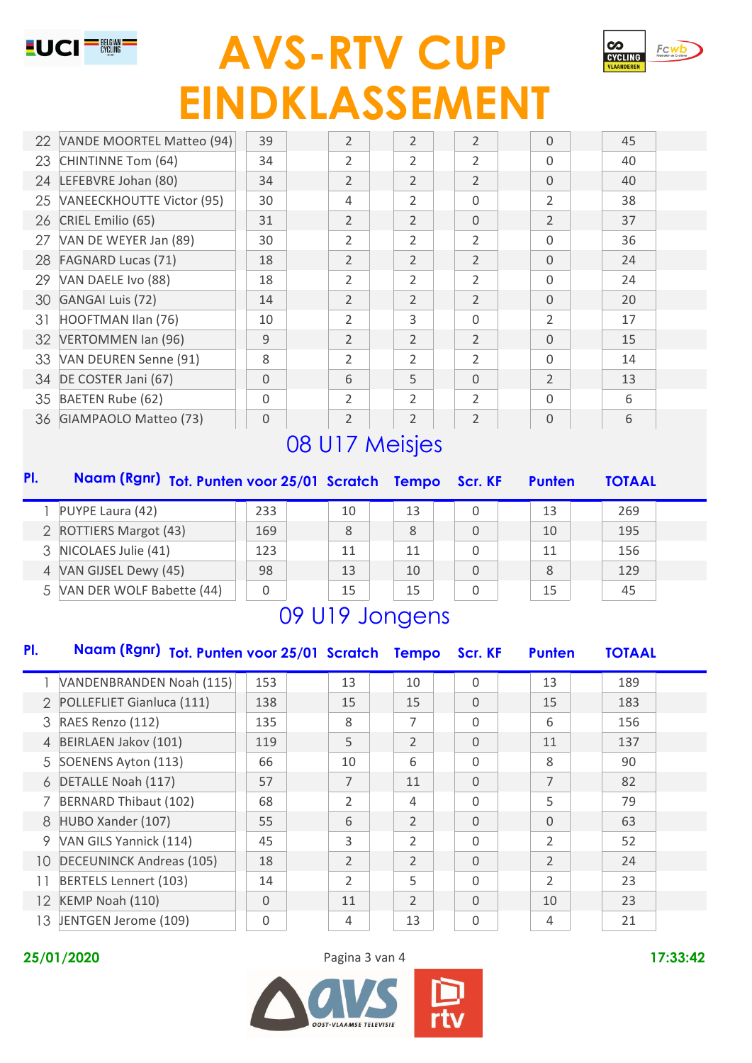# AVS-RTV CUP EINDKLASSEMENT

| Pl. | Naam (Rgnr) | Tot. Punten voor 25/01 | Scratch | Tempo | Scr. KF | Punten | TOTAAL |
|---|---|---|---|---|---|---|---|
| 22 | VANDE MOORTEL Matteo (94) | 39 | 2 | 2 | 2 | 0 | 45 |
| 23 | CHINTINNE Tom (64) | 34 | 2 | 2 | 2 | 0 | 40 |
| 24 | LEFEBVRE Johan (80) | 34 | 2 | 2 | 2 | 0 | 40 |
| 25 | VANEECKHOUTTE Victor (95) | 30 | 4 | 2 | 0 | 2 | 38 |
| 26 | CRIEL Emilio (65) | 31 | 2 | 2 | 0 | 2 | 37 |
| 27 | VAN DE WEYER Jan (89) | 30 | 2 | 2 | 2 | 0 | 36 |
| 28 | FAGNARD Lucas (71) | 18 | 2 | 2 | 2 | 0 | 24 |
| 29 | VAN DAELE Ivo (88) | 18 | 2 | 2 | 2 | 0 | 24 |
| 30 | GANGAI Luis (72) | 14 | 2 | 2 | 2 | 0 | 20 |
| 31 | HOOFTMAN Ilan (76) | 10 | 2 | 3 | 0 | 2 | 17 |
| 32 | VERTOMMEN Ian (96) | 9 | 2 | 2 | 2 | 0 | 15 |
| 33 | VAN DEUREN Senne (91) | 8 | 2 | 2 | 2 | 0 | 14 |
| 34 | DE COSTER Jani (67) | 0 | 6 | 5 | 0 | 2 | 13 |
| 35 | BAETEN Rube (62) | 0 | 2 | 2 | 2 | 0 | 6 |
| 36 | GIAMPAOLO Matteo (73) | 0 | 2 | 2 | 2 | 0 | 6 |

## 08 U17 Meisjes

| Pl. | Naam (Rgnr) | Tot. Punten voor 25/01 | Scratch | Tempo | Scr. KF | Punten | TOTAAL |
|---|---|---|---|---|---|---|---|
| 1 | PUYPE Laura (42) | 233 | 10 | 13 | 0 | 13 | 269 |
| 2 | ROTTIERS Margot (43) | 169 | 8 | 8 | 0 | 10 | 195 |
| 3 | NICOLAES Julie (41) | 123 | 11 | 11 | 0 | 11 | 156 |
| 4 | VAN GIJSEL Dewy (45) | 98 | 13 | 10 | 0 | 8 | 129 |
| 5 | VAN DER WOLF Babette (44) | 0 | 15 | 15 | 0 | 15 | 45 |

## 09 U19 Jongens

| Pl. | Naam (Rgnr) | Tot. Punten voor 25/01 | Scratch | Tempo | Scr. KF | Punten | TOTAAL |
|---|---|---|---|---|---|---|---|
| 1 | VANDENBRANDEN Noah (115) | 153 | 13 | 10 | 0 | 13 | 189 |
| 2 | POLLEFLIET Gianluca (111) | 138 | 15 | 15 | 0 | 15 | 183 |
| 3 | RAES Renzo (112) | 135 | 8 | 7 | 0 | 6 | 156 |
| 4 | BEIRLAEN Jakov (101) | 119 | 5 | 2 | 0 | 11 | 137 |
| 5 | SOENENS Ayton (113) | 66 | 10 | 6 | 0 | 8 | 90 |
| 6 | DETALLE Noah (117) | 57 | 7 | 11 | 0 | 7 | 82 |
| 7 | BERNARD Thibaut (102) | 68 | 2 | 4 | 0 | 5 | 79 |
| 8 | HUBO Xander (107) | 55 | 6 | 2 | 0 | 0 | 63 |
| 9 | VAN GILS Yannick (114) | 45 | 3 | 2 | 0 | 2 | 52 |
| 10 | DECEUNINCK Andreas (105) | 18 | 2 | 2 | 0 | 2 | 24 |
| 11 | BERTELS Lennert (103) | 14 | 2 | 5 | 0 | 2 | 23 |
| 12 | KEMP Noah (110) | 0 | 11 | 2 | 0 | 10 | 23 |
| 13 | JENTGEN Jerome (109) | 0 | 4 | 13 | 0 | 4 | 21 |

25/01/2020 17:33:42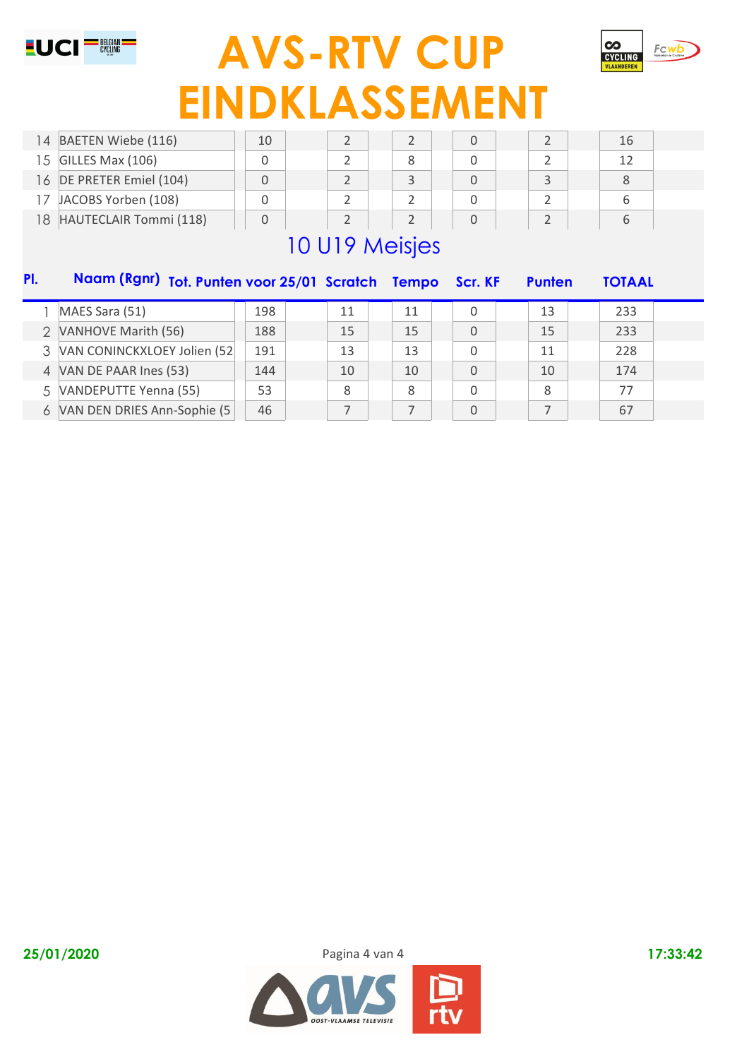# AVS-RTV CUP EINDKLASSEMENT

| | | | | | | | |
|---|---|---|---|---|---|---|---|
| 14 | BAETEN Wiebe (116) | 10 | 2 | 2 | 0 | 2 | 16 |
| 15 | GILLES Max (106) | 0 | 2 | 8 | 0 | 2 | 12 |
| 16 | DE PRETER Emiel (104) | 0 | 2 | 3 | 0 | 3 | 8 |
| 17 | JACOBS Yorben (108) | 0 | 2 | 2 | 0 | 2 | 6 |
| 18 | HAUTECLAIR Tommi (118) | 0 | 2 | 2 | 0 | 2 | 6 |

## 10 U19 Meisjes

| Pl. | Naam (Rgnr) | Tot. Punten voor 25/01 | Scratch | Tempo | Scr. KF | Punten | TOTAAL |
|---|---|---|---|---|---|---|---|
| 1 | MAES Sara (51) | 198 | 11 | 11 | 0 | 13 | 233 |
| 2 | VANHOVE Marith (56) | 188 | 15 | 15 | 0 | 15 | 233 |
| 3 | VAN CONINCKXLOEY Jolien (52 | 191 | 13 | 13 | 0 | 11 | 228 |
| 4 | VAN DE PAAR Ines (53) | 144 | 10 | 10 | 0 | 10 | 174 |
| 5 | VANDEPUTTE Yenna (55) | 53 | 8 | 8 | 0 | 8 | 77 |
| 6 | VAN DEN DRIES Ann-Sophie (5 | 46 | 7 | 7 | 0 | 7 | 67 |

25/01/2020 17:33:42